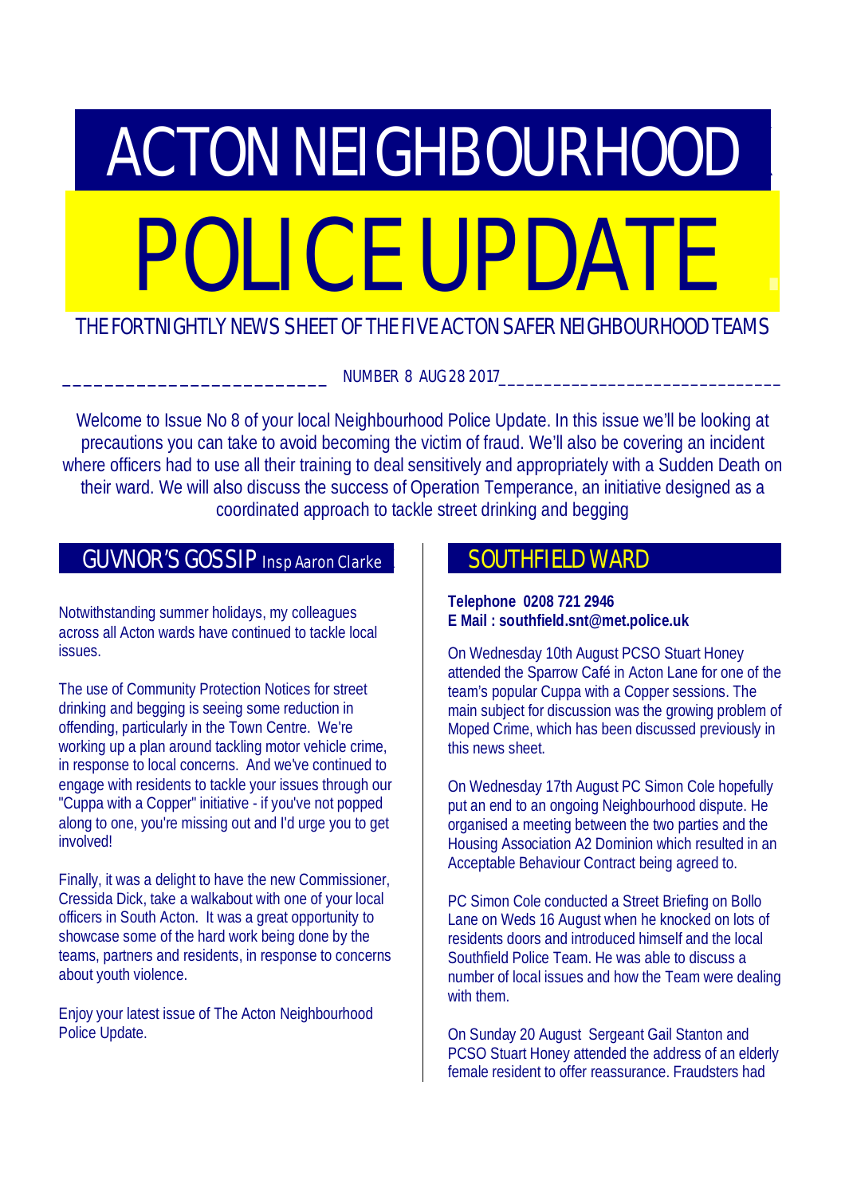# ACTON NEIGHBOURHOOD POLICE UPDATE

THE FORTNIGHTLY NEWS SHEET OF THE FIVE ACTON SAFER NEIGHBOURHOOD TEAMS

NUMBER 8 AUG 28 2017

Welcome to Issue No 8 of your local Neighbourhood Police Update. In this issue we'll be looking at precautions you can take to avoid becoming the victim of fraud. We'll also be covering an incident where officers had to use all their training to deal sensitively and appropriately with a Sudden Death on their ward. We will also discuss the success of Operation Temperance, an initiative designed as a coordinated approach to tackle street drinking and begging

## GUVNOR'S GOSSIP Insp Aaron Clarke

Notwithstanding summer holidays, my colleagues across all Acton wards have continued to tackle local issues.

The use of Community Protection Notices for street drinking and begging is seeing some reduction in offending, particularly in the Town Centre. We're working up a plan around tackling motor vehicle crime, in response to local concerns. And we've continued to engage with residents to tackle your issues through our "Cuppa with a Copper" initiative - if you've not popped along to one, you're missing out and I'd urge you to get involved!

Finally, it was a delight to have the new Commissioner, Cressida Dick, take a walkabout with one of your local officers in South Acton. It was a great opportunity to showcase some of the hard work being done by the teams, partners and residents, in response to concerns about youth violence.

Enjoy your latest issue of The Acton Neighbourhood Police Update.

## SOUTHFIELD WARD

**Telephone 0208 721 2946**
**E Mail : southfield.snt@met.police.uk**

On Wednesday 10th August PCSO Stuart Honey attended the Sparrow Café in Acton Lane for one of the team's popular Cuppa with a Copper sessions. The main subject for discussion was the growing problem of Moped Crime, which has been discussed previously in this news sheet.

On Wednesday 17th August PC Simon Cole hopefully put an end to an ongoing Neighbourhood dispute. He organised a meeting between the two parties and the Housing Association A2 Dominion which resulted in an Acceptable Behaviour Contract being agreed to.

PC Simon Cole conducted a Street Briefing on Bollo Lane on Weds 16 August when he knocked on lots of residents doors and introduced himself and the local Southfield Police Team. He was able to discuss a number of local issues and how the Team were dealing with them.

On Sunday 20 August Sergeant Gail Stanton and PCSO Stuart Honey attended the address of an elderly female resident to offer reassurance. Fraudsters had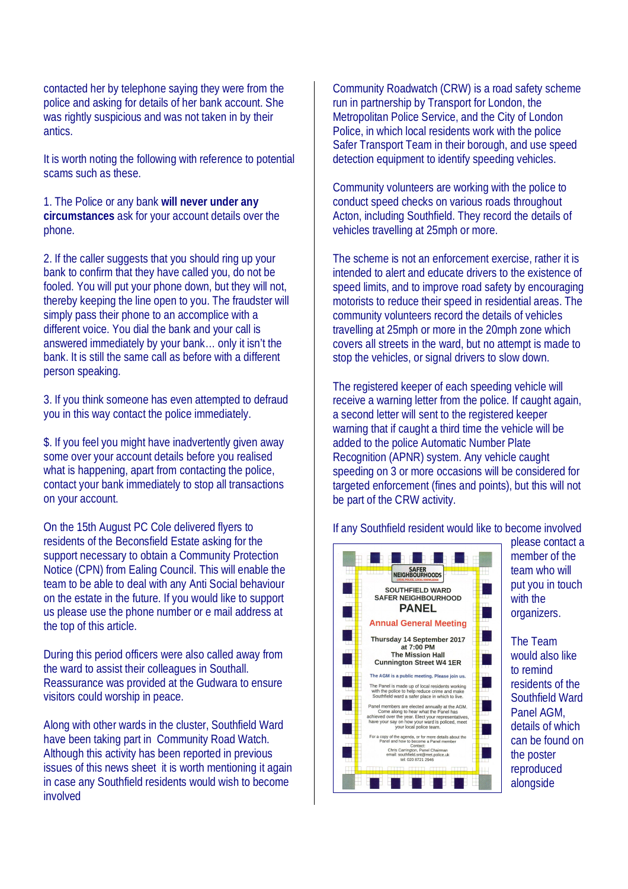contacted her by telephone saying they were from the police and asking for details of her bank account. She was rightly suspicious and was not taken in by their antics.

It is worth noting the following with reference to potential scams such as these.

1. The Police or any bank **will never under any circumstances** ask for your account details over the phone.

2. If the caller suggests that you should ring up your bank to confirm that they have called you, do not be fooled. You will put your phone down, but they will not, thereby keeping the line open to you. The fraudster will simply pass their phone to an accomplice with a different voice. You dial the bank and your call is answered immediately by your bank… only it isn't the bank. It is still the same call as before with a different person speaking.

3. If you think someone has even attempted to defraud you in this way contact the police immediately.

$. If you feel you might have inadvertently given away some over your account details before you realised what is happening, apart from contacting the police, contact your bank immediately to stop all transactions on your account.

On the 15th August PC Cole delivered flyers to residents of the Beconsfield Estate asking for the support necessary to obtain a Community Protection Notice (CPN) from Ealing Council. This will enable the team to be able to deal with any Anti Social behaviour on the estate in the future. If you would like to support us please use the phone number or e mail address at the top of this article.

During this period officers were also called away from the ward to assist their colleagues in Southall. Reassurance was provided at the Gudwara to ensure visitors could worship in peace.

Along with other wards in the cluster, Southfield Ward have been taking part in Community Road Watch. Although this activity has been reported in previous issues of this news sheet it is worth mentioning it again in case any Southfield residents would wish to become involved

Community Roadwatch (CRW) is a road safety scheme run in partnership by Transport for London, the Metropolitan Police Service, and the City of London Police, in which local residents work with the police Safer Transport Team in their borough, and use speed detection equipment to identify speeding vehicles.

Community volunteers are working with the police to conduct speed checks on various roads throughout Acton, including Southfield. They record the details of vehicles travelling at 25mph or more.

The scheme is not an enforcement exercise, rather it is intended to alert and educate drivers to the existence of speed limits, and to improve road safety by encouraging motorists to reduce their speed in residential areas. The community volunteers record the details of vehicles travelling at 25mph or more in the 20mph zone which covers all streets in the ward, but no attempt is made to stop the vehicles, or signal drivers to slow down.

The registered keeper of each speeding vehicle will receive a warning letter from the police. If caught again, a second letter will sent to the registered keeper warning that if caught a third time the vehicle will be added to the police Automatic Number Plate Recognition (APNR) system. Any vehicle caught speeding on 3 or more occasions will be considered for targeted enforcement (fines and points), but this will not be part of the CRW activity.

If any Southfield resident would like to become involved please contact a member of the team who will put you in touch with the organizers.

The Team would also like to remind residents of the Southfield Ward Panel AGM, details of which can be found on the poster reproduced alongside

SAFER NEIGHBOURHOODS

SOUTHFIELD WARD
SAFER NEIGHBOURHOOD
PANEL

Annual General Meeting

Thursday 14 September 2017
at 7:00 PM
The Mission Hall
Cunnington Street W4 1ER

The AGM is a public meeting. Please join us.

The Panel is made up of local residents working with the police to help reduce crime and make Southfield ward a safer place in which to live.

Panel members are elected annually at the AGM. Come along to hear what the Panel has achieved over the year. Elect your representatives, have your say on how your ward is policed, meet your local police team.

For a copy of the agenda, or for more details about the Panel and how to become a Panel member
Contact:
Chris Carrington, Panel Chairman
email: southfield.snt@met.police.uk
tel: 020 8721 2946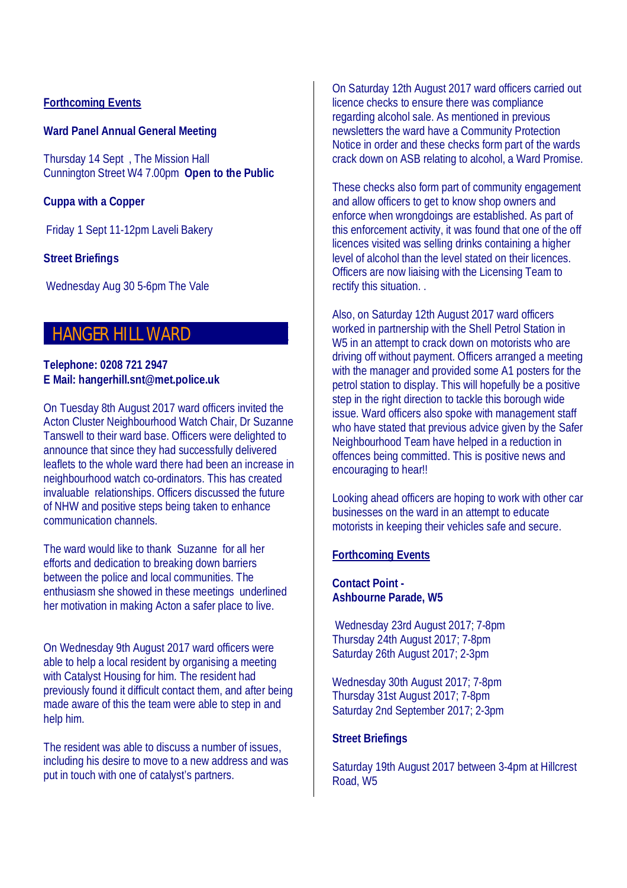## Forthcoming Events

**Ward Panel Annual General Meeting**

Thursday 14 Sept , The Mission Hall
Cunnington Street W4 7.00pm **Open to the Public**

**Cuppa with a Copper**

Friday 1 Sept 11-12pm Laveli Bakery

**Street Briefings**

Wednesday Aug 30 5-6pm The Vale

# HANGER HILL WARD

**Telephone: 0208 721 2947**
**E Mail: hangerhill.snt@met.police.uk**

On Tuesday 8th August 2017 ward officers invited the Acton Cluster Neighbourhood Watch Chair, Dr Suzanne Tanswell to their ward base. Officers were delighted to announce that since they had successfully delivered leaflets to the whole ward there had been an increase in neighbourhood watch co-ordinators. This has created invaluable relationships. Officers discussed the future of NHW and positive steps being taken to enhance communication channels.

The ward would like to thank Suzanne for all her efforts and dedication to breaking down barriers between the police and local communities. The enthusiasm she showed in these meetings underlined her motivation in making Acton a safer place to live.

On Wednesday 9th August 2017 ward officers were able to help a local resident by organising a meeting with Catalyst Housing for him. The resident had previously found it difficult contact them, and after being made aware of this the team were able to step in and help him.

The resident was able to discuss a number of issues, including his desire to move to a new address and was put in touch with one of catalyst's partners.

On Saturday 12th August 2017 ward officers carried out licence checks to ensure there was compliance regarding alcohol sale. As mentioned in previous newsletters the ward have a Community Protection Notice in order and these checks form part of the wards crack down on ASB relating to alcohol, a Ward Promise.

These checks also form part of community engagement and allow officers to get to know shop owners and enforce when wrongdoings are established. As part of this enforcement activity, it was found that one of the off licences visited was selling drinks containing a higher level of alcohol than the level stated on their licences. Officers are now liaising with the Licensing Team to rectify this situation. .

Also, on Saturday 12th August 2017 ward officers worked in partnership with the Shell Petrol Station in W5 in an attempt to crack down on motorists who are driving off without payment. Officers arranged a meeting with the manager and provided some A1 posters for the petrol station to display. This will hopefully be a positive step in the right direction to tackle this borough wide issue. Ward officers also spoke with management staff who have stated that previous advice given by the Safer Neighbourhood Team have helped in a reduction in offences being committed. This is positive news and encouraging to hear!!

Looking ahead officers are hoping to work with other car businesses on the ward in an attempt to educate motorists in keeping their vehicles safe and secure.

## Forthcoming Events

**Contact Point -**
**Ashbourne Parade, W5**

Wednesday 23rd August 2017; 7-8pm
Thursday 24th August 2017; 7-8pm
Saturday 26th August 2017; 2-3pm

Wednesday 30th August 2017; 7-8pm
Thursday 31st August 2017; 7-8pm
Saturday 2nd September 2017; 2-3pm

**Street Briefings**

Saturday 19th August 2017 between 3-4pm at Hillcrest Road, W5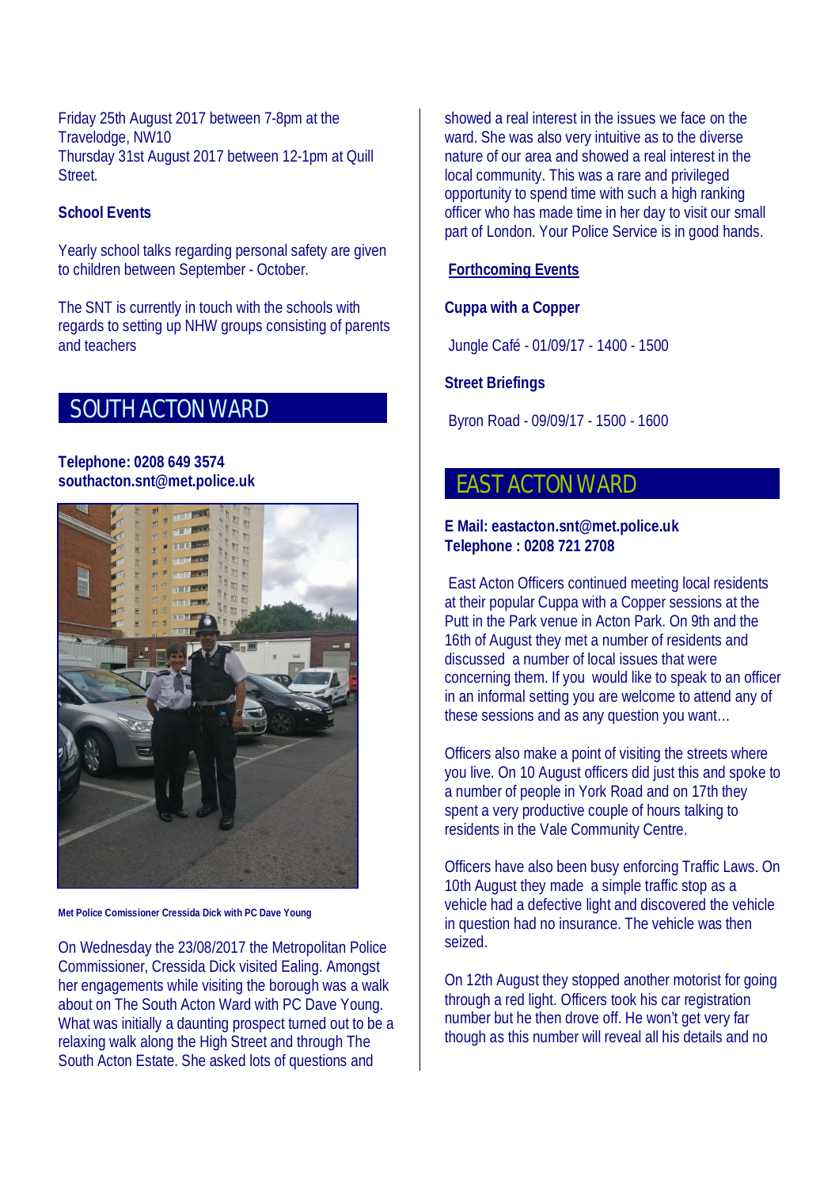Friday 25th August 2017 between 7-8pm at the Travelodge, NW10
Thursday 31st August 2017 between 12-1pm at Quill Street.

**School Events**

Yearly school talks regarding personal safety are given to children between September - October.

The SNT is currently in touch with the schools with regards to setting up NHW groups consisting of parents and teachers

## SOUTH ACTON WARD

**Telephone: 0208 649 3574**
**southacton.snt@met.police.uk**

**Met Police Comissioner Cressida Dick with PC Dave Young**

On Wednesday the 23/08/2017 the Metropolitan Police Commissioner, Cressida Dick visited Ealing. Amongst her engagements while visiting the borough was a walk about on The South Acton Ward with PC Dave Young. What was initially a daunting prospect turned out to be a relaxing walk along the High Street and through The South Acton Estate. She asked lots of questions and showed a real interest in the issues we face on the ward. She was also very intuitive as to the diverse nature of our area and showed a real interest in the local community. This was a rare and privileged opportunity to spend time with such a high ranking officer who has made time in her day to visit our small part of London. Your Police Service is in good hands.

**Forthcoming Events**

**Cuppa with a Copper**

Jungle Café - 01/09/17 - 1400 - 1500

**Street Briefings**

Byron Road - 09/09/17 - 1500 - 1600

## EAST ACTON WARD

**E Mail: eastacton.snt@met.police.uk**
**Telephone : 0208 721 2708**

East Acton Officers continued meeting local residents at their popular Cuppa with a Copper sessions at the Putt in the Park venue in Acton Park. On 9th and the 16th of August they met a number of residents and discussed a number of local issues that were concerning them. If you would like to speak to an officer in an informal setting you are welcome to attend any of these sessions and as any question you want…

Officers also make a point of visiting the streets where you live. On 10 August officers did just this and spoke to a number of people in York Road and on 17th they spent a very productive couple of hours talking to residents in the Vale Community Centre.

Officers have also been busy enforcing Traffic Laws. On 10th August they made a simple traffic stop as a vehicle had a defective light and discovered the vehicle in question had no insurance. The vehicle was then seized.

On 12th August they stopped another motorist for going through a red light. Officers took his car registration number but he then drove off. He won't get very far though as this number will reveal all his details and no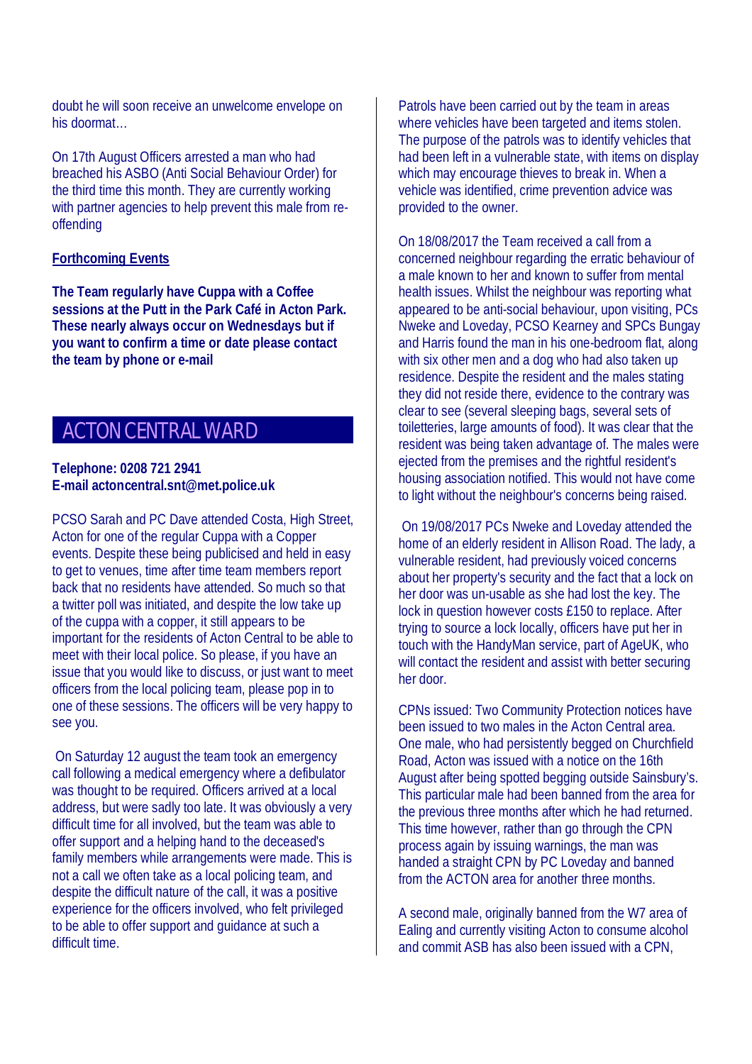doubt he will soon receive an unwelcome envelope on his doormat…

On 17th August Officers arrested a man who had breached his ASBO (Anti Social Behaviour Order) for the third time this month. They are currently working with partner agencies to help prevent this male from re-offending

**Forthcoming Events**

**The Team regularly have Cuppa with a Coffee sessions at the Putt in the Park Café in Acton Park. These nearly always occur on Wednesdays but if you want to confirm a time or date please contact the team by phone or e-mail**

## ACTON CENTRAL WARD

**Telephone: 0208 721 2941**
**E-mail actoncentral.snt@met.police.uk**

PCSO Sarah and PC Dave attended Costa, High Street, Acton for one of the regular Cuppa with a Copper events. Despite these being publicised and held in easy to get to venues, time after time team members report back that no residents have attended. So much so that a twitter poll was initiated, and despite the low take up of the cuppa with a copper, it still appears to be important for the residents of Acton Central to be able to meet with their local police. So please, if you have an issue that you would like to discuss, or just want to meet officers from the local policing team, please pop in to one of these sessions. The officers will be very happy to see you.

On Saturday 12 august the team took an emergency call following a medical emergency where a defibulator was thought to be required. Officers arrived at a local address, but were sadly too late. It was obviously a very difficult time for all involved, but the team was able to offer support and a helping hand to the deceased's family members while arrangements were made. This is not a call we often take as a local policing team, and despite the difficult nature of the call, it was a positive experience for the officers involved, who felt privileged to be able to offer support and guidance at such a difficult time.

Patrols have been carried out by the team in areas where vehicles have been targeted and items stolen. The purpose of the patrols was to identify vehicles that had been left in a vulnerable state, with items on display which may encourage thieves to break in. When a vehicle was identified, crime prevention advice was provided to the owner.

On 18/08/2017 the Team received a call from a concerned neighbour regarding the erratic behaviour of a male known to her and known to suffer from mental health issues. Whilst the neighbour was reporting what appeared to be anti-social behaviour, upon visiting, PCs Nweke and Loveday, PCSO Kearney and SPCs Bungay and Harris found the man in his one-bedroom flat, along with six other men and a dog who had also taken up residence. Despite the resident and the males stating they did not reside there, evidence to the contrary was clear to see (several sleeping bags, several sets of toiletteries, large amounts of food). It was clear that the resident was being taken advantage of. The males were ejected from the premises and the rightful resident's housing association notified. This would not have come to light without the neighbour's concerns being raised.

On 19/08/2017 PCs Nweke and Loveday attended the home of an elderly resident in Allison Road. The lady, a vulnerable resident, had previously voiced concerns about her property's security and the fact that a lock on her door was un-usable as she had lost the key. The lock in question however costs £150 to replace. After trying to source a lock locally, officers have put her in touch with the HandyMan service, part of AgeUK, who will contact the resident and assist with better securing her door.

CPNs issued: Two Community Protection notices have been issued to two males in the Acton Central area. One male, who had persistently begged on Churchfield Road, Acton was issued with a notice on the 16th August after being spotted begging outside Sainsbury's. This particular male had been banned from the area for the previous three months after which he had returned. This time however, rather than go through the CPN process again by issuing warnings, the man was handed a straight CPN by PC Loveday and banned from the ACTON area for another three months.

A second male, originally banned from the W7 area of Ealing and currently visiting Acton to consume alcohol and commit ASB has also been issued with a CPN,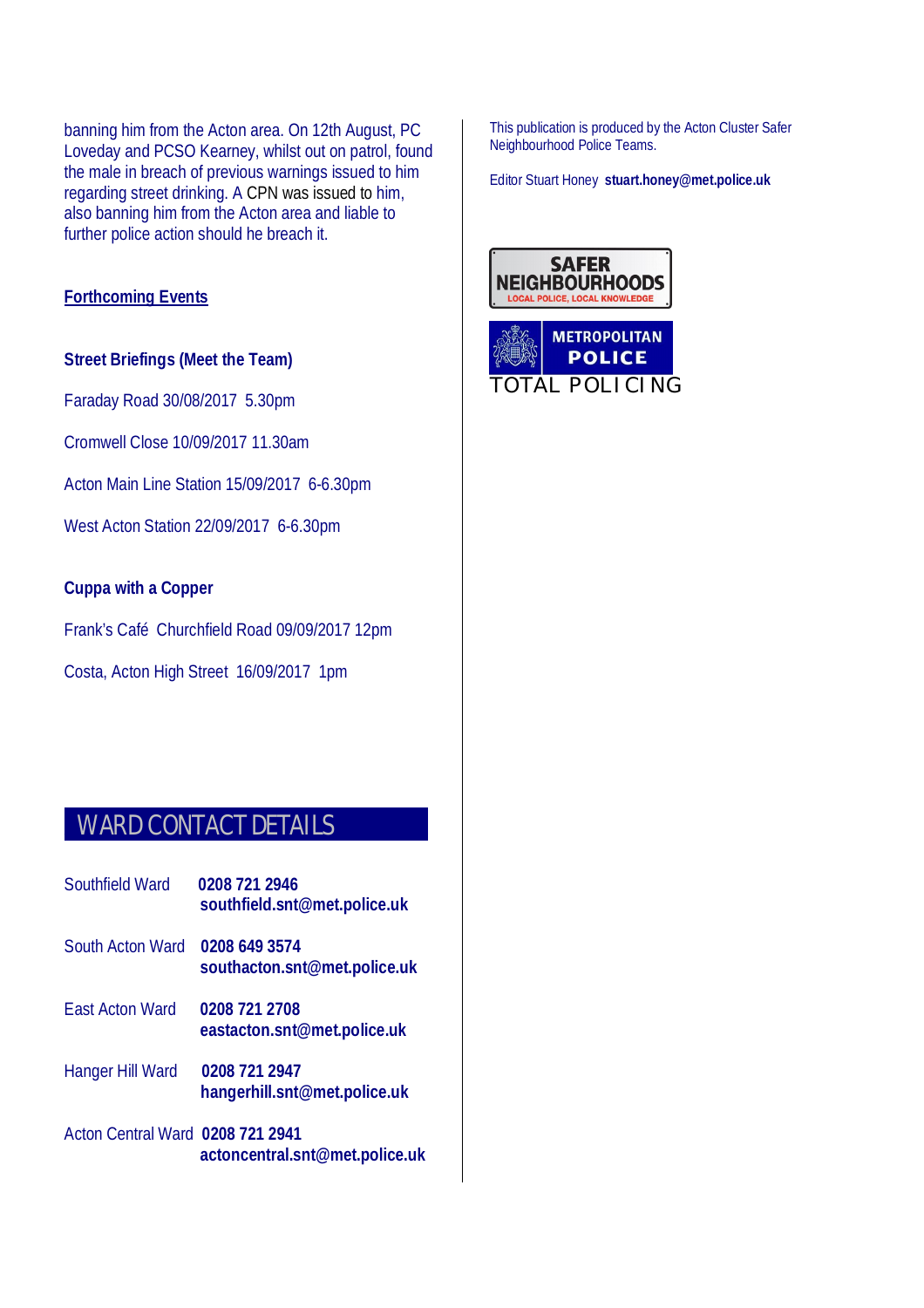banning him from the Acton area. On 12th August, PC Loveday and PCSO Kearney, whilst out on patrol, found the male in breach of previous warnings issued to him regarding street drinking. A CPN was issued to him, also banning him from the Acton area and liable to further police action should he breach it.

## Forthcoming Events

### Street Briefings (Meet the Team)

Faraday Road 30/08/2017 5.30pm

Cromwell Close 10/09/2017 11.30am

Acton Main Line Station 15/09/2017 6-6.30pm

West Acton Station 22/09/2017 6-6.30pm

### Cuppa with a Copper

Frank's Café Churchfield Road 09/09/2017 12pm

Costa, Acton High Street 16/09/2017 1pm

## WARD CONTACT DETAILS

| | |
|---|---|
| Southfield Ward | **0208 721 2946** **southfield.snt@met.police.uk** |
| South Acton Ward | **0208 649 3574** **southacton.snt@met.police.uk** |
| East Acton Ward | **0208 721 2708** **eastacton.snt@met.police.uk** |
| Hanger Hill Ward | **0208 721 2947** **hangerhill.snt@met.police.uk** |
| Acton Central Ward | **0208 721 2941** **actoncentral.snt@met.police.uk** |

This publication is produced by the Acton Cluster Safer Neighbourhood Police Teams.

Editor Stuart Honey **stuart.honey@met.police.uk**

SAFER NEIGHBOURHOODS
LOCAL POLICE, LOCAL KNOWLEDGE

METROPOLITAN POLICE
TOTAL POLICING